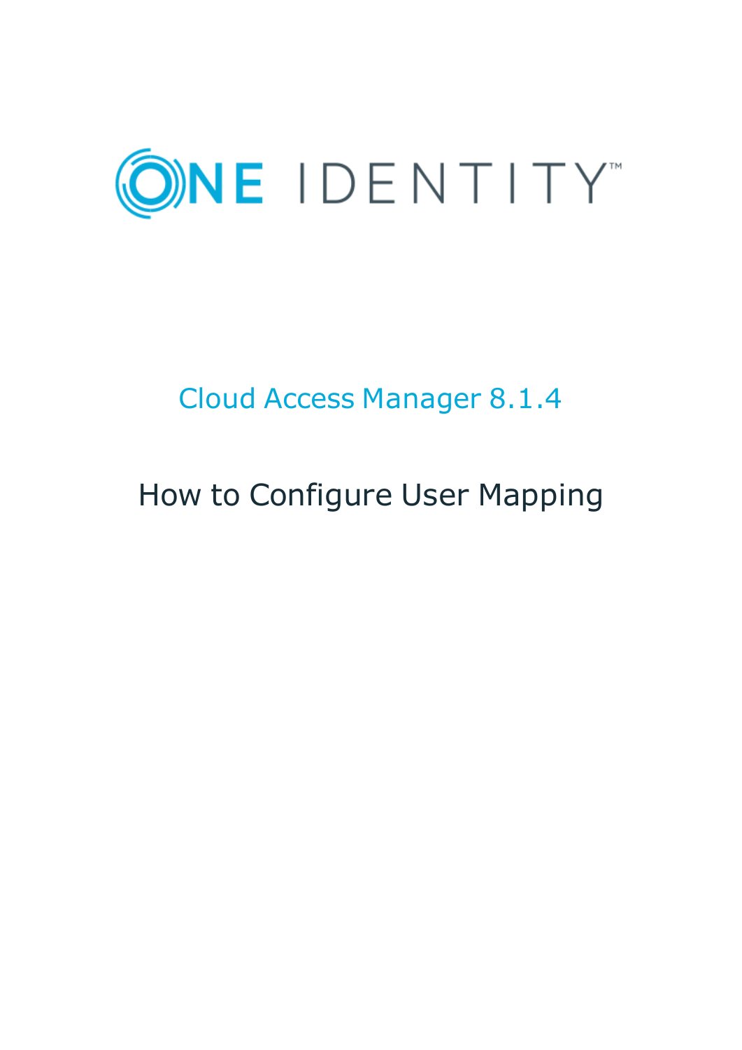ONE IDENTITY™

# Cloud Access Manager 8.1.4

## How to Configure User Mapping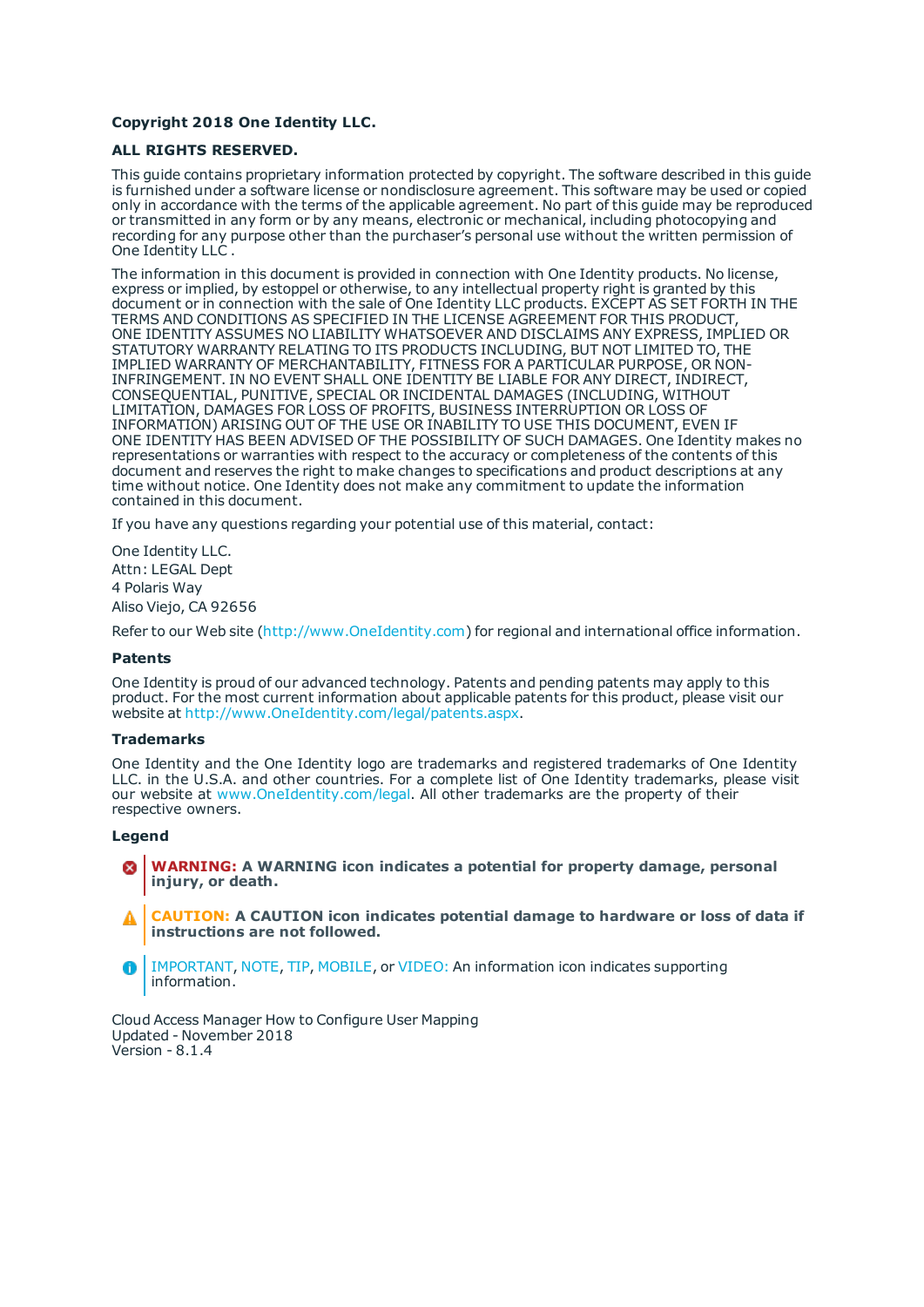**Copyright 2018 One Identity LLC.**

**ALL RIGHTS RESERVED.**

This guide contains proprietary information protected by copyright. The software described in this guide is furnished under a software license or nondisclosure agreement. This software may be used or copied only in accordance with the terms of the applicable agreement. No part of this guide may be reproduced or transmitted in any form or by any means, electronic or mechanical, including photocopying and recording for any purpose other than the purchaser's personal use without the written permission of One Identity LLC .

The information in this document is provided in connection with One Identity products. No license, express or implied, by estoppel or otherwise, to any intellectual property right is granted by this document or in connection with the sale of One Identity LLC products. EXCEPT AS SET FORTH IN THE TERMS AND CONDITIONS AS SPECIFIED IN THE LICENSE AGREEMENT FOR THIS PRODUCT, ONE IDENTITY ASSUMES NO LIABILITY WHATSOEVER AND DISCLAIMS ANY EXPRESS, IMPLIED OR STATUTORY WARRANTY RELATING TO ITS PRODUCTS INCLUDING, BUT NOT LIMITED TO, THE IMPLIED WARRANTY OF MERCHANTABILITY, FITNESS FOR A PARTICULAR PURPOSE, OR NON-INFRINGEMENT. IN NO EVENT SHALL ONE IDENTITY BE LIABLE FOR ANY DIRECT, INDIRECT, CONSEQUENTIAL, PUNITIVE, SPECIAL OR INCIDENTAL DAMAGES (INCLUDING, WITHOUT LIMITATION, DAMAGES FOR LOSS OF PROFITS, BUSINESS INTERRUPTION OR LOSS OF INFORMATION) ARISING OUT OF THE USE OR INABILITY TO USE THIS DOCUMENT, EVEN IF ONE IDENTITY HAS BEEN ADVISED OF THE POSSIBILITY OF SUCH DAMAGES. One Identity makes no representations or warranties with respect to the accuracy or completeness of the contents of this document and reserves the right to make changes to specifications and product descriptions at any time without notice. One Identity does not make any commitment to update the information contained in this document.

If you have any questions regarding your potential use of this material, contact:

One Identity LLC.
Attn: LEGAL Dept
4 Polaris Way
Aliso Viejo, CA 92656

Refer to our Web site (http://www.OneIdentity.com) for regional and international office information.

**Patents**

One Identity is proud of our advanced technology. Patents and pending patents may apply to this product. For the most current information about applicable patents for this product, please visit our website at http://www.OneIdentity.com/legal/patents.aspx.

**Trademarks**

One Identity and the One Identity logo are trademarks and registered trademarks of One Identity LLC. in the U.S.A. and other countries. For a complete list of One Identity trademarks, please visit our website at www.OneIdentity.com/legal. All other trademarks are the property of their respective owners.

**Legend**

**WARNING: A WARNING icon indicates a potential for property damage, personal injury, or death.**

**CAUTION: A CAUTION icon indicates potential damage to hardware or loss of data if instructions are not followed.**

IMPORTANT, NOTE, TIP, MOBILE, or VIDEO: An information icon indicates supporting information.

Cloud Access Manager How to Configure User Mapping
Updated - November 2018
Version - 8.1.4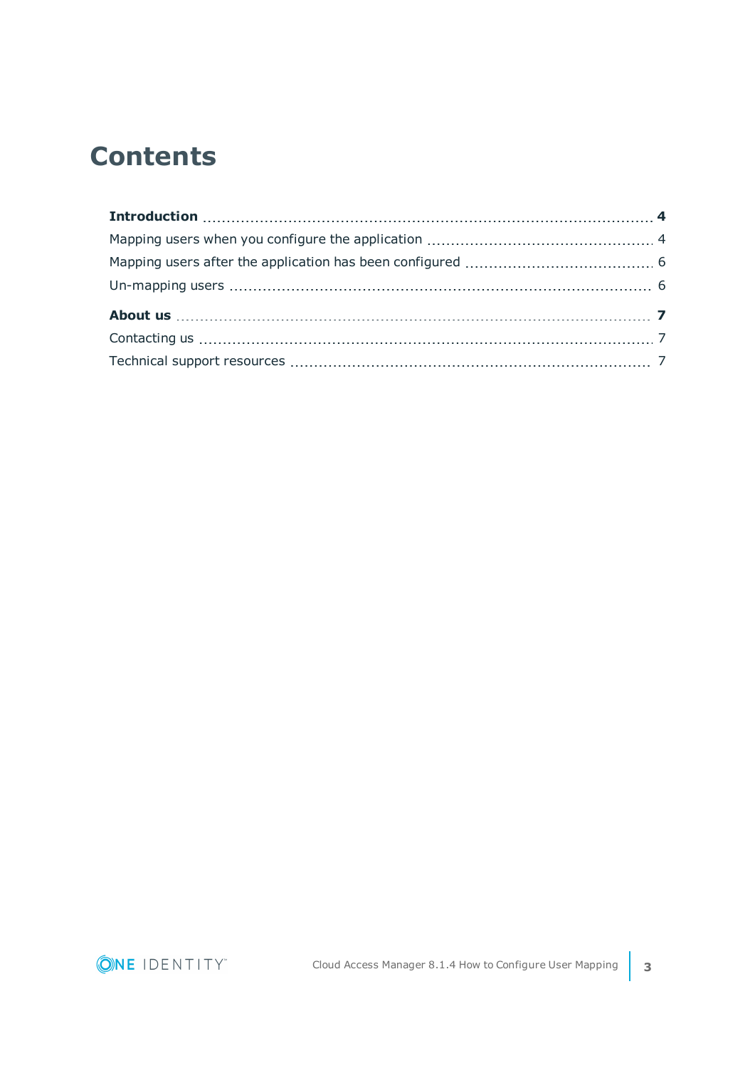# Contents

**Introduction** ..... **4**

Mapping users when you configure the application ..... 4

Mapping users after the application has been configured ..... 6

Un-mapping users ..... 6

**About us** ..... **7**

Contacting us ..... 7

Technical support resources ..... 7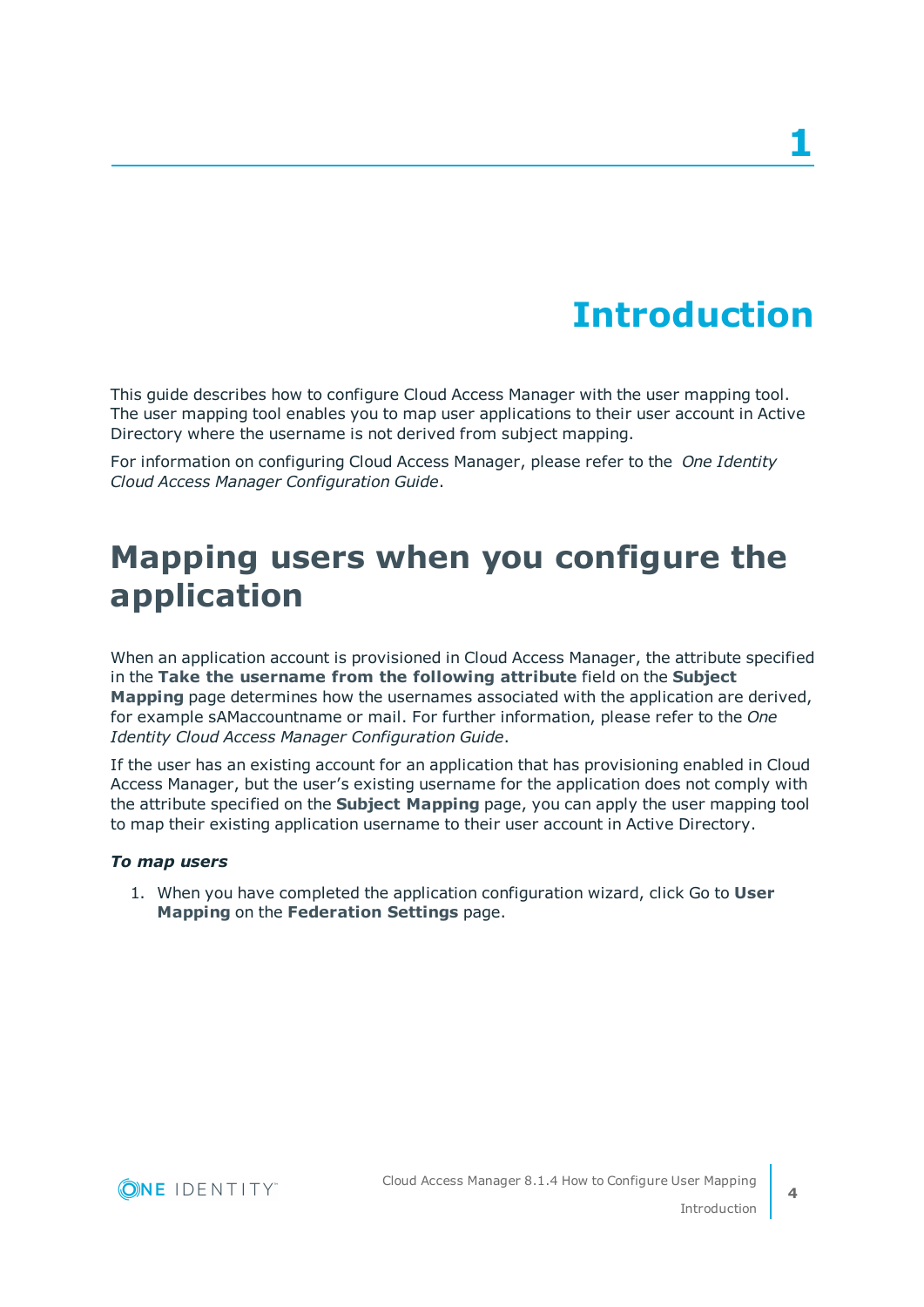# 1 Introduction

This guide describes how to configure Cloud Access Manager with the user mapping tool. The user mapping tool enables you to map user applications to their user account in Active Directory where the username is not derived from subject mapping.

For information on configuring Cloud Access Manager, please refer to the *One Identity Cloud Access Manager Configuration Guide*.

## Mapping users when you configure the application

When an application account is provisioned in Cloud Access Manager, the attribute specified in the **Take the username from the following attribute** field on the **Subject Mapping** page determines how the usernames associated with the application are derived, for example sAMaccountname or mail. For further information, please refer to the *One Identity Cloud Access Manager Configuration Guide*.

If the user has an existing account for an application that has provisioning enabled in Cloud Access Manager, but the user's existing username for the application does not comply with the attribute specified on the **Subject Mapping** page, you can apply the user mapping tool to map their existing application username to their user account in Active Directory.

***To map users***

1. When you have completed the application configuration wizard, click Go to **User Mapping** on the **Federation Settings** page.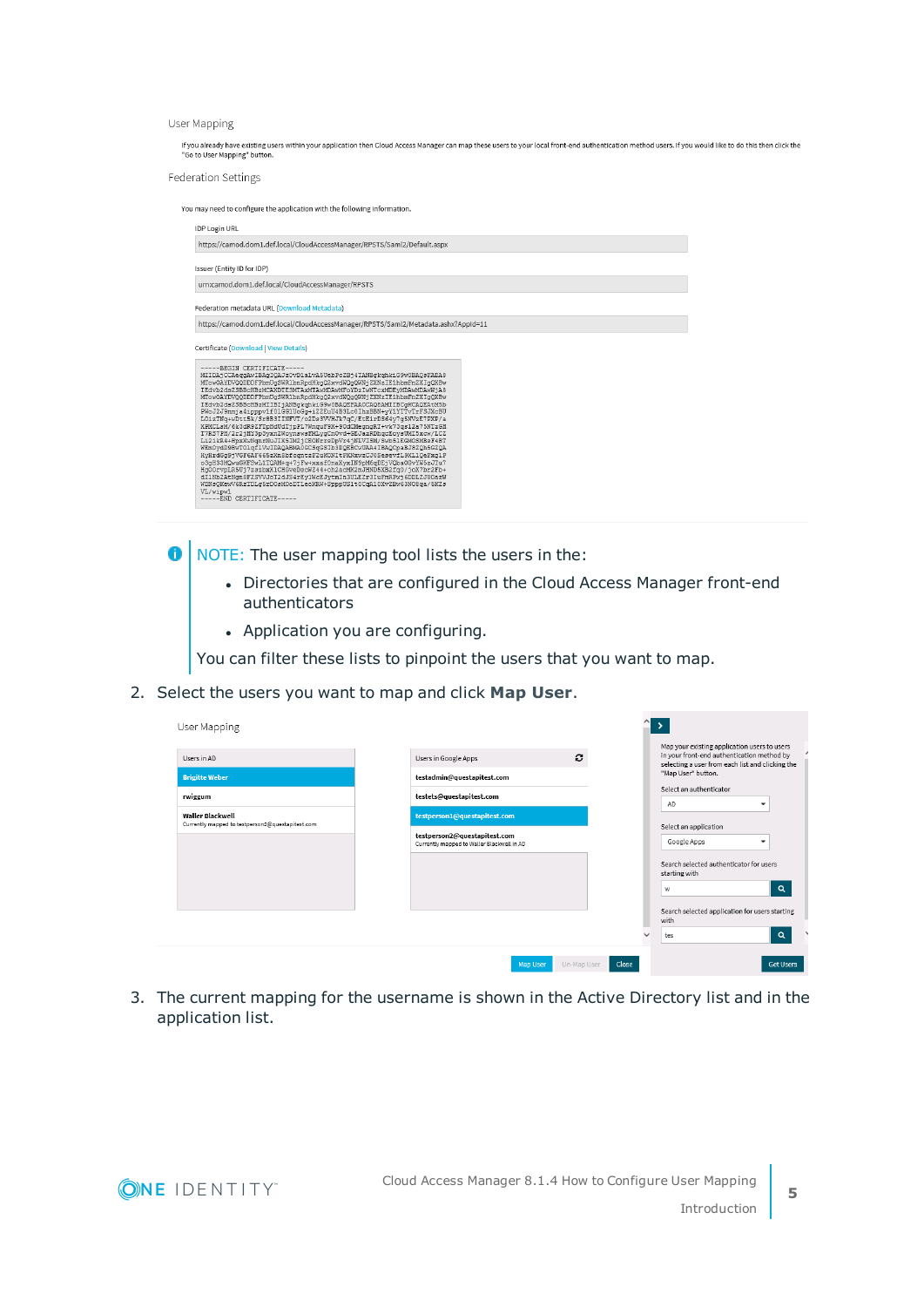User Mapping

If you already have existing users within your application then Cloud Access Manager can map these users to your local front-end authentication method users. If you would like to do this then click the "Go to User Mapping" button.

Federation Settings

You may need to configure the application with the following information.

IDP Login URL

https://camod.dom1.def.local/CloudAccessManager/RPSTS/Saml2/Default.aspx

Issuer (Entity ID for IDP)

urn:camod.dom1.def.local/CloudAccessManager/RPSTS

Federation metadata URL (Download Metadata)

https://camod.dom1.def.local/CloudAccessManager/RPSTS/Saml2/Metadata.ashx?AppId=11

Certificate (Download | View Details)

NOTE: The user mapping tool lists the users in the:

- Directories that are configured in the Cloud Access Manager front-end authenticators
- Application you are configuring.

You can filter these lists to pinpoint the users that you want to map.

2. Select the users you want to map and click **Map User**.

User Mapping

| Users in AD |
| --- |
| Brigitte Weber |
| rwiggum |
| Walter Blackwell<br>Currently mapped to testperson2@questapitest.com |

| Users in Google Apps |
| --- |
| testadmin@questapitest.com |
| testets@questapitest.com |
| testperson1@questapitest.com |
| testperson2@questapitest.com<br>Currently mapped to Walter Blackwell in AD |

Map your existing application users to users in your front-end authentication method by selecting a user from each list and clicking the "Map User" button.

Select an authenticator: AD

Select an application: Google Apps

Search selected authenticator for users starting with: w

Search selected application for users starting with: tes

Map User | Un-Map User | Close | Get Users

3. The current mapping for the username is shown in the Active Directory list and in the application list.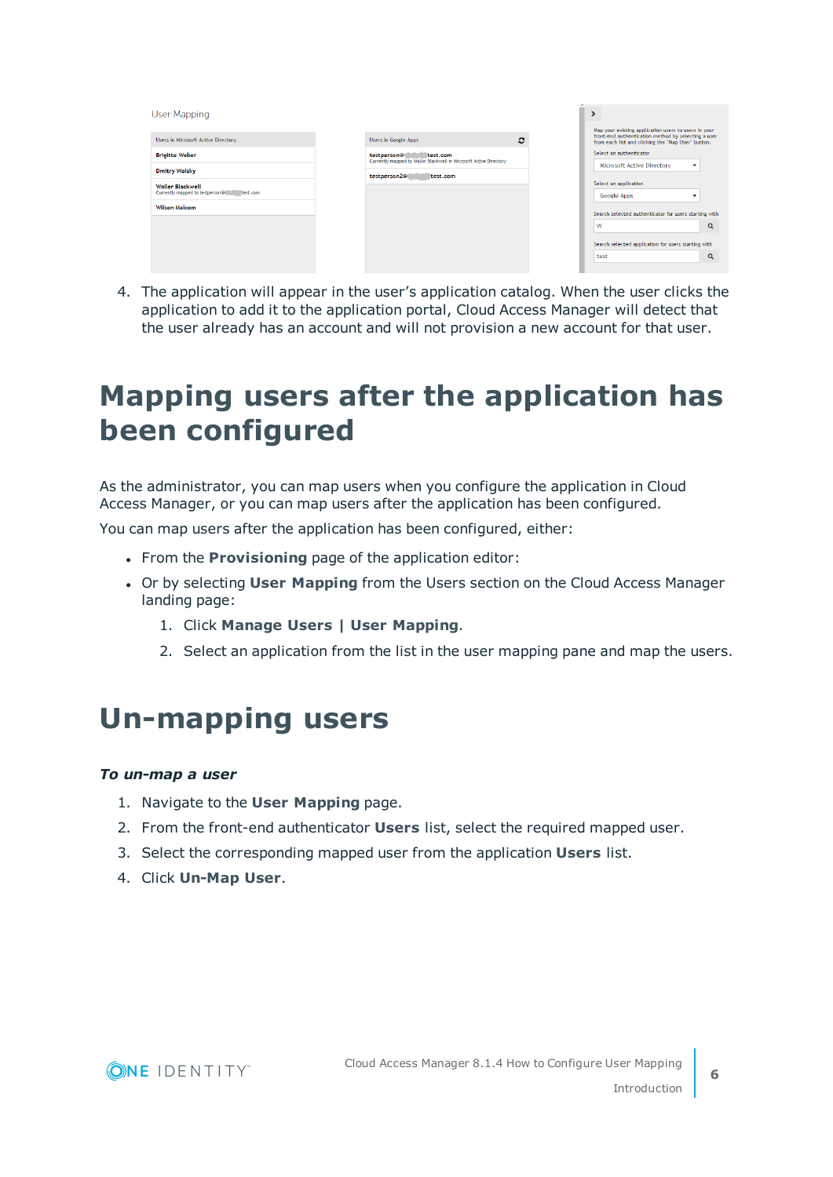4. The application will appear in the user's application catalog. When the user clicks the application to add it to the application portal, Cloud Access Manager will detect that the user already has an account and will not provision a new account for that user.

# Mapping users after the application has been configured

As the administrator, you can map users when you configure the application in Cloud Access Manager, or you can map users after the application has been configured.

You can map users after the application has been configured, either:

- From the **Provisioning** page of the application editor:
- Or by selecting **User Mapping** from the Users section on the Cloud Access Manager landing page:
    1. Click **Manage Users | User Mapping**.
    2. Select an application from the list in the user mapping pane and map the users.

# Un-mapping users

***To un-map a user***

1. Navigate to the **User Mapping** page.
2. From the front-end authenticator **Users** list, select the required mapped user.
3. Select the corresponding mapped user from the application **Users** list.
4. Click **Un-Map User**.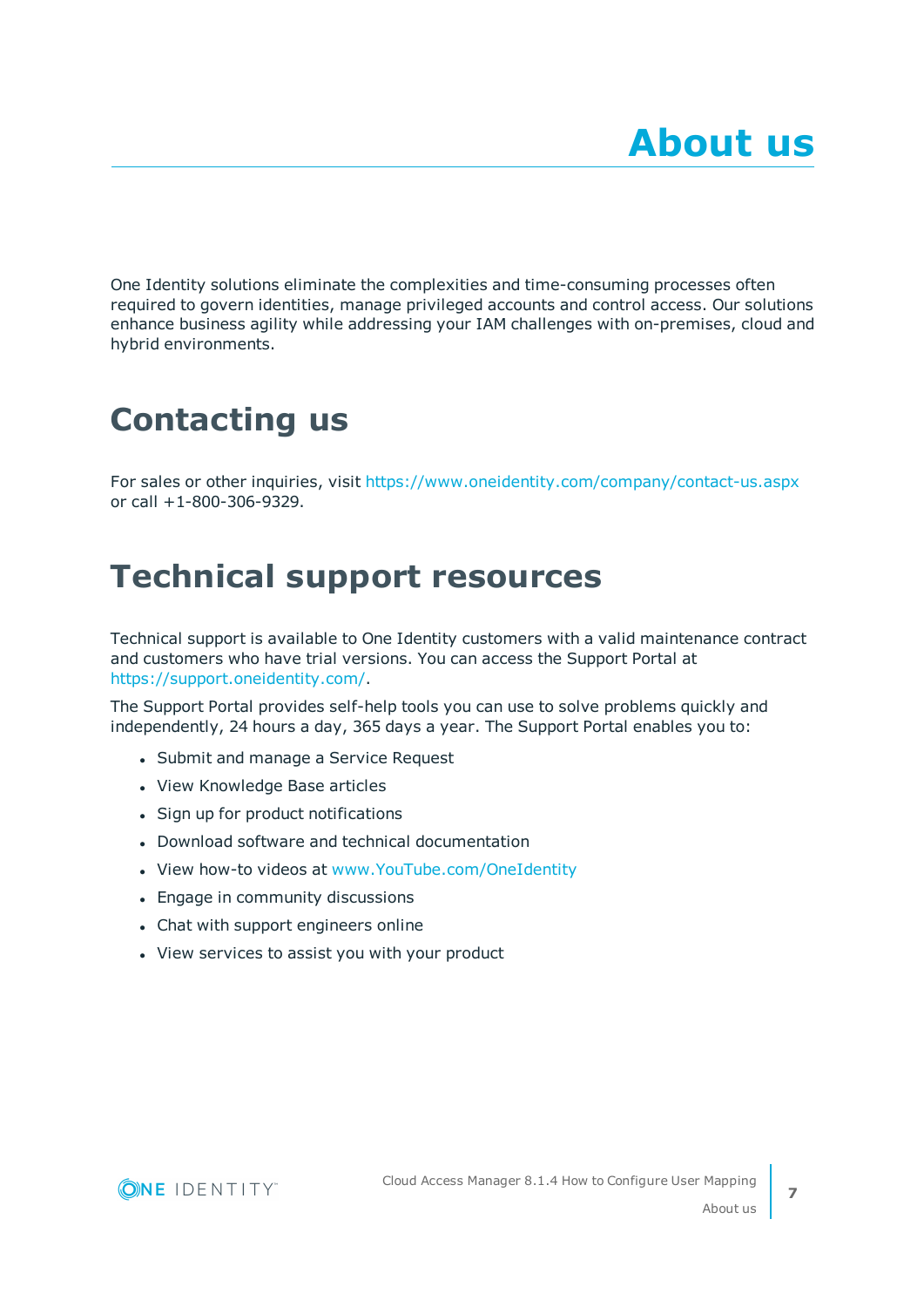# About us

One Identity solutions eliminate the complexities and time-consuming processes often required to govern identities, manage privileged accounts and control access. Our solutions enhance business agility while addressing your IAM challenges with on-premises, cloud and hybrid environments.

## Contacting us

For sales or other inquiries, visit https://www.oneidentity.com/company/contact-us.aspx or call +1-800-306-9329.

## Technical support resources

Technical support is available to One Identity customers with a valid maintenance contract and customers who have trial versions. You can access the Support Portal at https://support.oneidentity.com/.

The Support Portal provides self-help tools you can use to solve problems quickly and independently, 24 hours a day, 365 days a year. The Support Portal enables you to:

- Submit and manage a Service Request
- View Knowledge Base articles
- Sign up for product notifications
- Download software and technical documentation
- View how-to videos at www.YouTube.com/OneIdentity
- Engage in community discussions
- Chat with support engineers online
- View services to assist you with your product